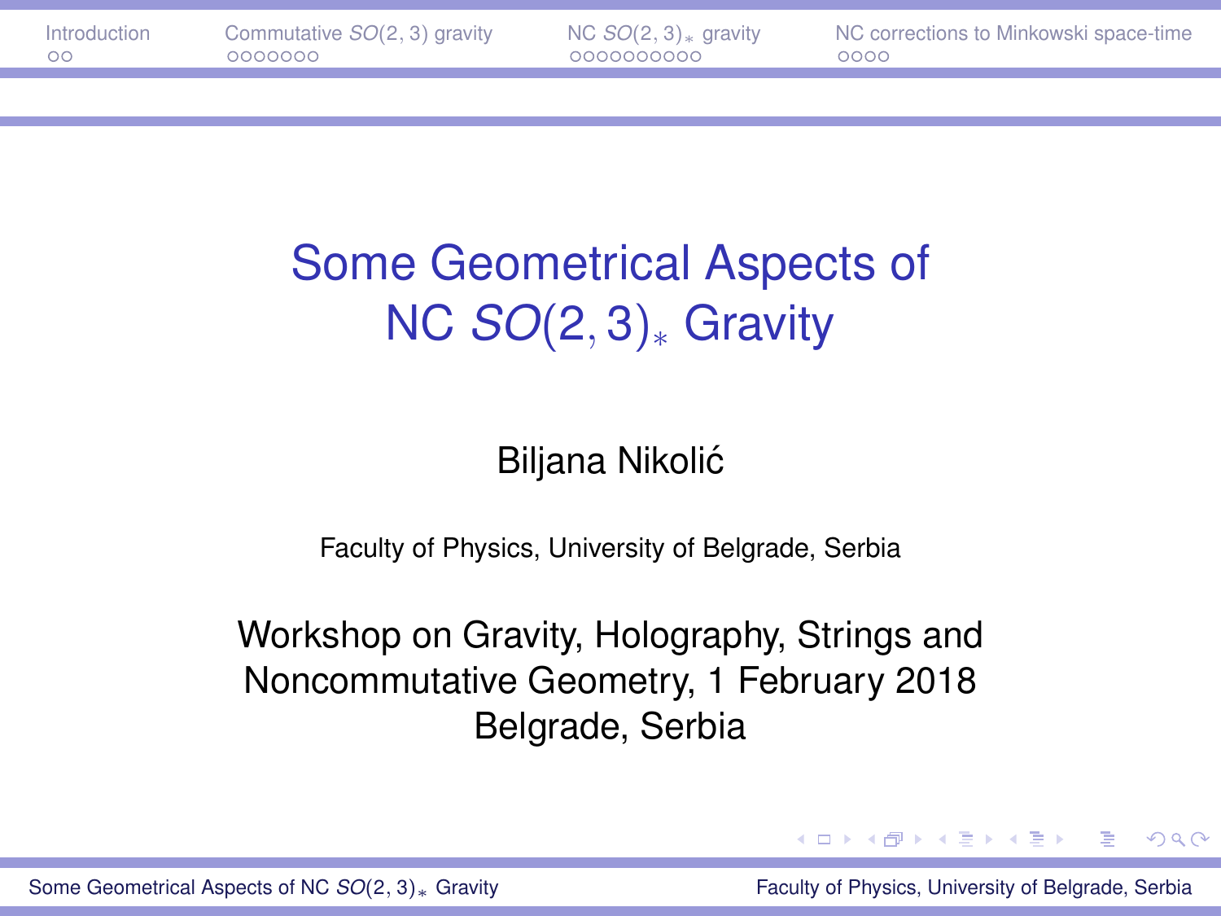# Some Geometrical Aspects of NC $SO(2,3)_*$ Gravity

Biljana Nikolić

Faculty of Physics, University of Belgrade, Serbia

Workshop on Gravity, Holography, Strings and Noncommutative Geometry, 1 February 2018 Belgrade, Serbia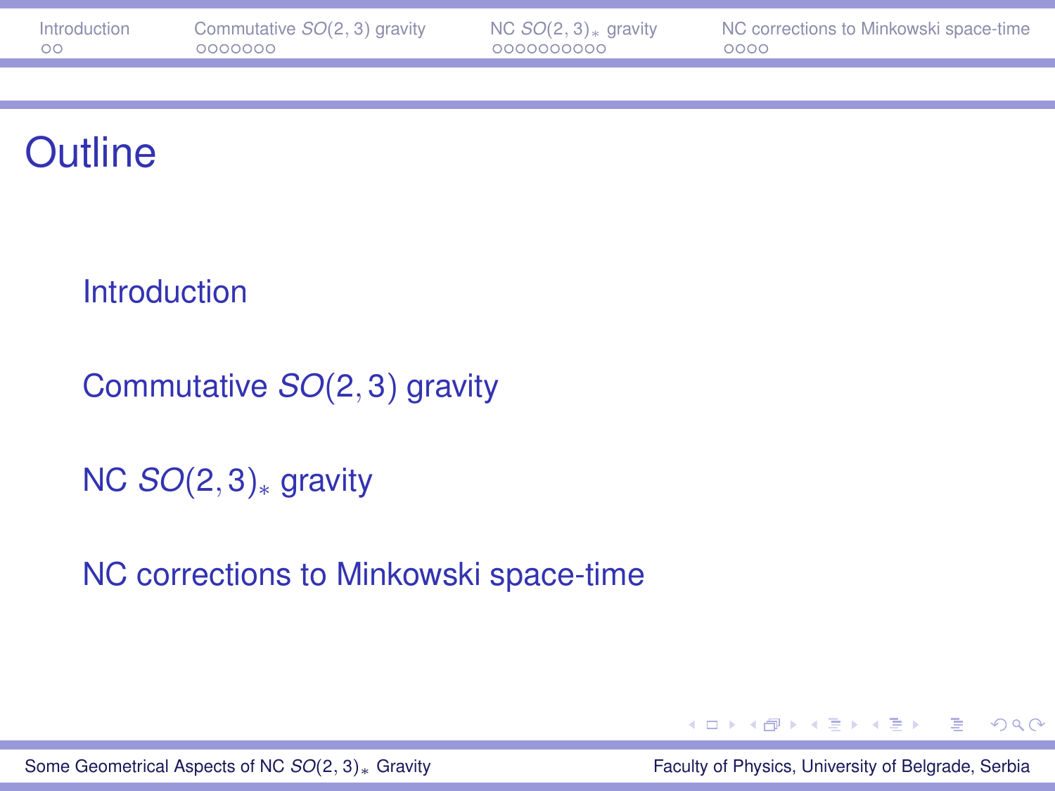# Outline

- Introduction
- Commutative $SO(2,3)$ gravity
- NC $SO(2,3)_*$ gravity
- NC corrections to Minkowski space-time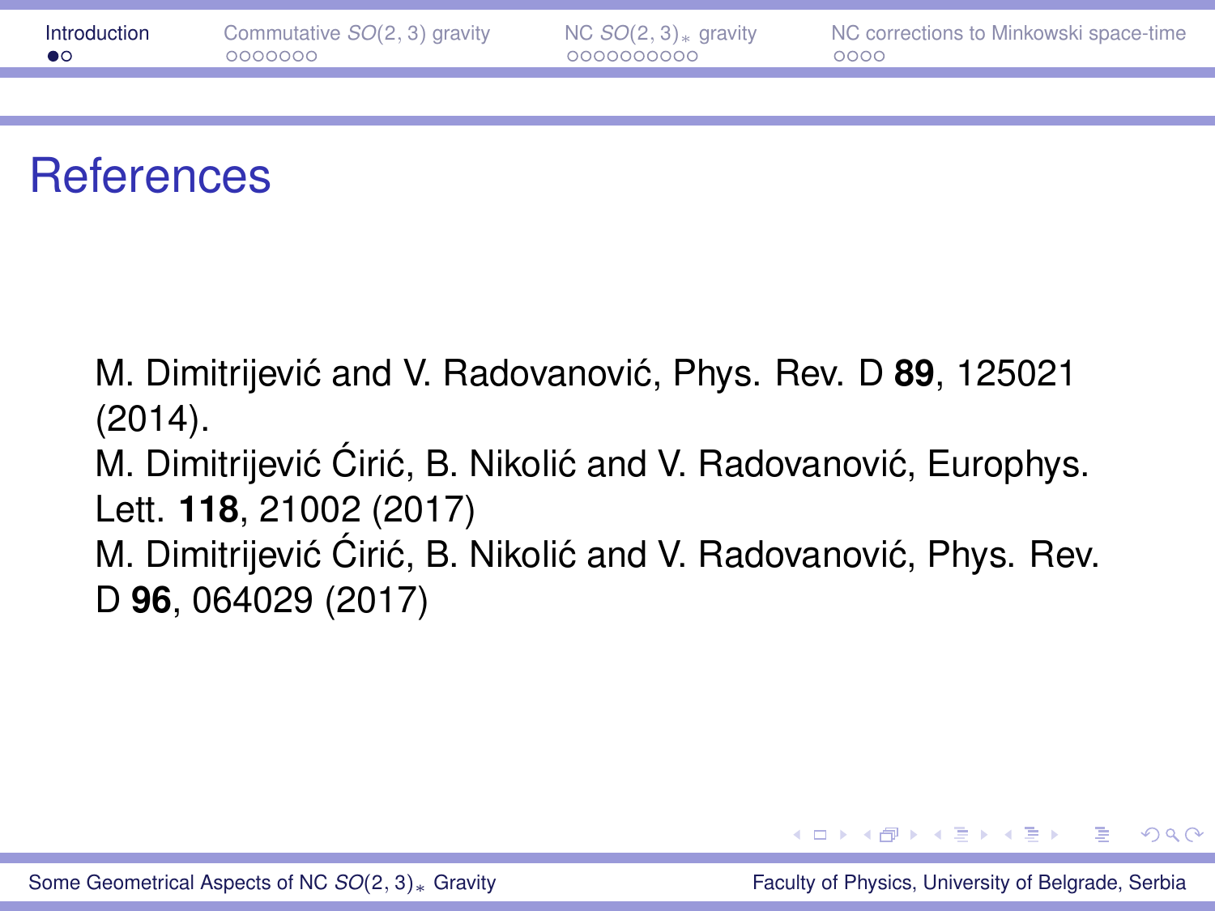# References

M. Dimitrijević and V. Radovanović, Phys. Rev. D **89**, 125021 (2014).
M. Dimitrijević Ćirić, B. Nikolić and V. Radovanović, Europhys. Lett. **118**, 21002 (2017)
M. Dimitrijević Ćirić, B. Nikolić and V. Radovanović, Phys. Rev. D **96**, 064029 (2017)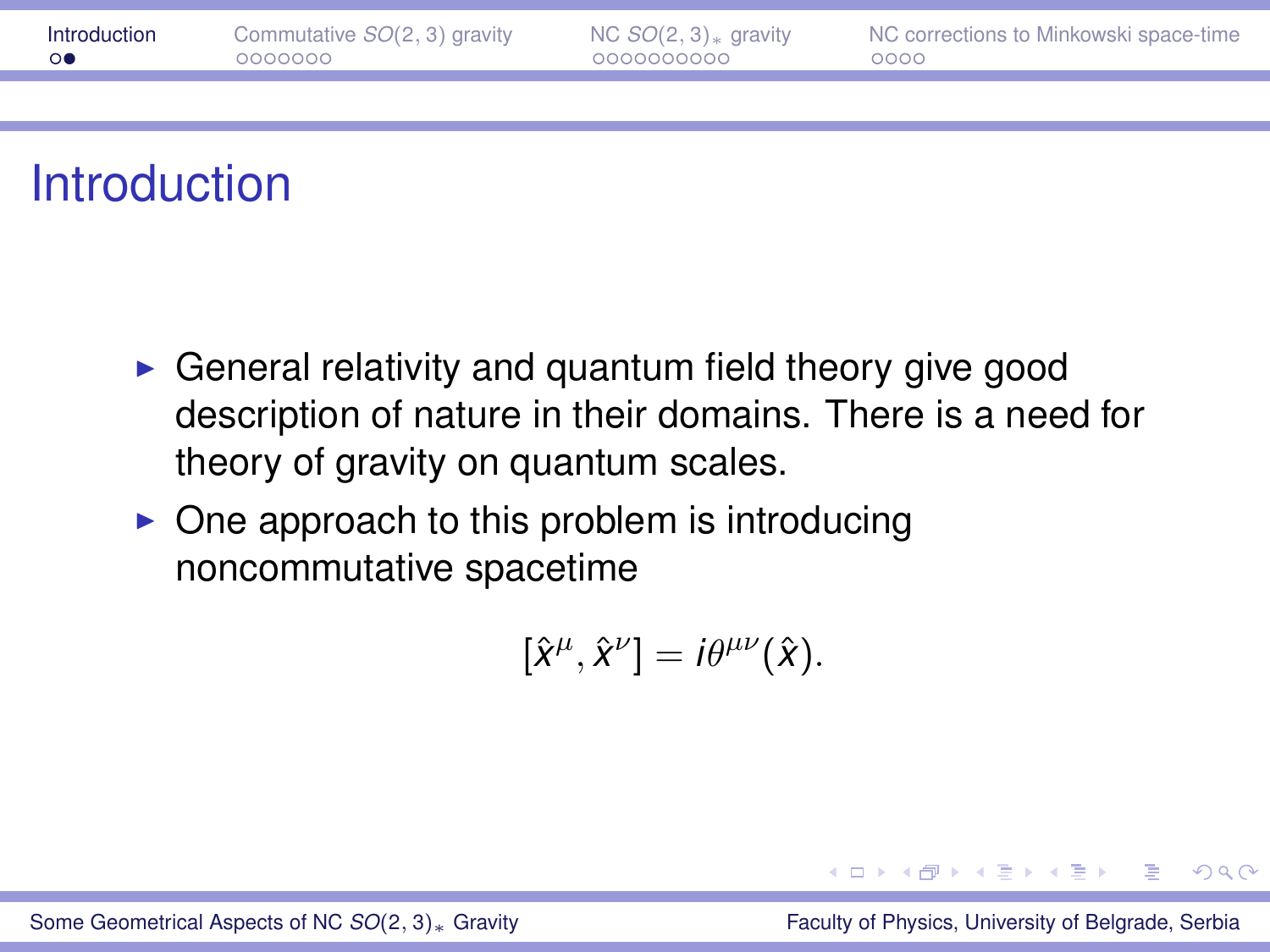# Introduction

- General relativity and quantum field theory give good description of nature in their domains. There is a need for theory of gravity on quantum scales.
- One approach to this problem is introducing noncommutative spacetime

$$[\hat{x}^\mu, \hat{x}^\nu] = i\theta^{\mu\nu}(\hat{x}).$$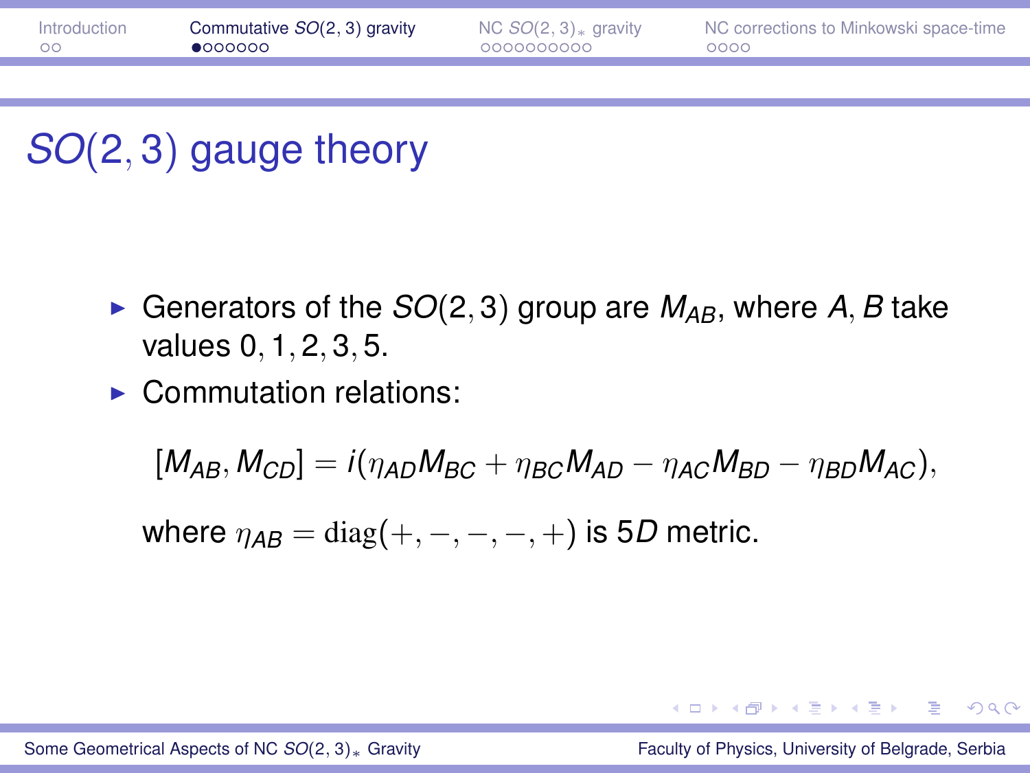# $SO(2,3)$ gauge theory

- Generators of the $SO(2,3)$ group are $M_{AB}$, where $A, B$ take values $0, 1, 2, 3, 5$.
- Commutation relations:

$$[M_{AB}, M_{CD}] = i(\eta_{AD}M_{BC} + \eta_{BC}M_{AD} - \eta_{AC}M_{BD} - \eta_{BD}M_{AC}),$$

where $\eta_{AB} = \mathrm{diag}(+,-,-,-,+)$ is $5D$ metric.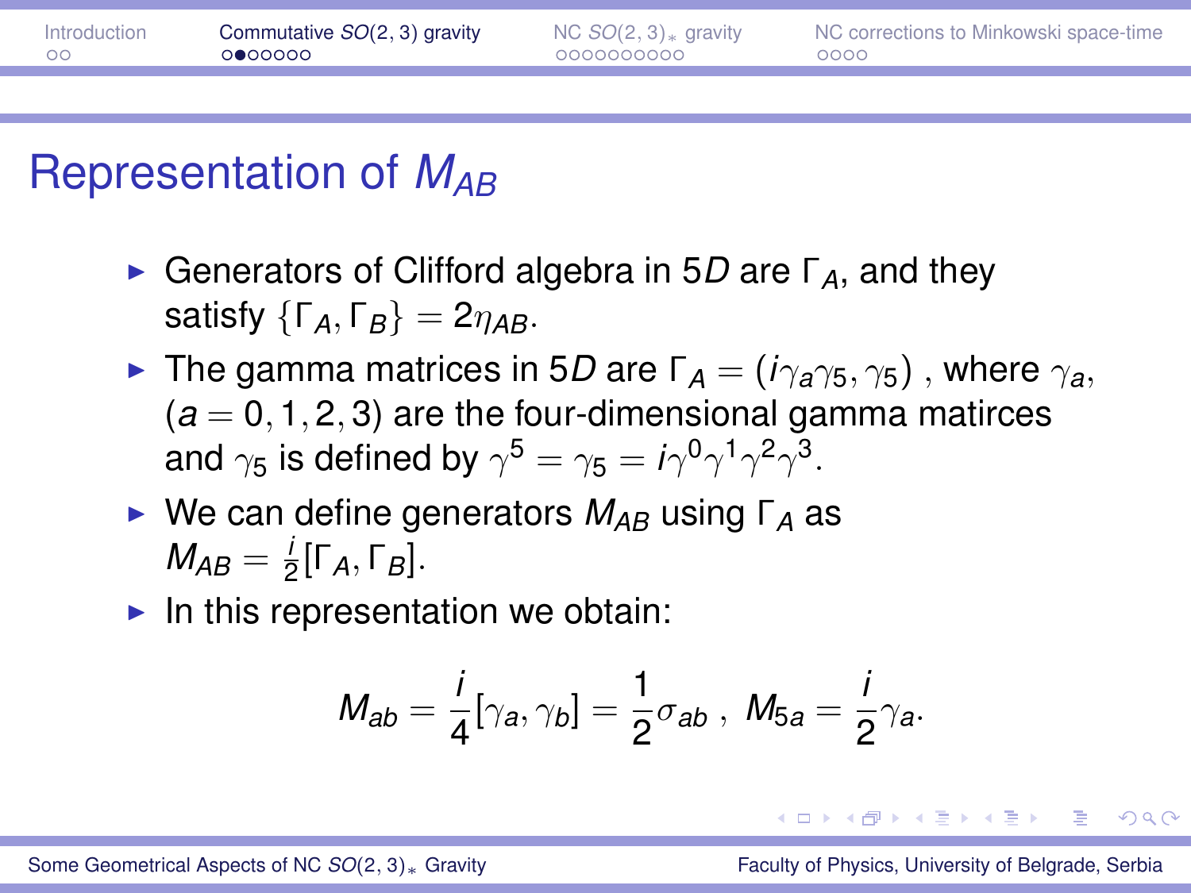# Representation of $M_{AB}$

- Generators of Clifford algebra in $5D$ are $\Gamma_A$, and they satisfy $\{\Gamma_A, \Gamma_B\} = 2\eta_{AB}$.
- The gamma matrices in $5D$ are $\Gamma_A = (i\gamma_a\gamma_5, \gamma_5)$ , where $\gamma_a$, $(a = 0, 1, 2, 3)$ are the four-dimensional gamma matirces and $\gamma_5$ is defined by $\gamma^5 = \gamma_5 = i\gamma^0\gamma^1\gamma^2\gamma^3$.
- We can define generators $M_{AB}$ using $\Gamma_A$ as $M_{AB} = \frac{i}{2}[\Gamma_A, \Gamma_B]$.
- In this representation we obtain:

$$
M_{ab} = \frac{i}{4}[\gamma_a, \gamma_b] = \frac{1}{2}\sigma_{ab}\ ,\ M_{5a} = \frac{i}{2}\gamma_a.
$$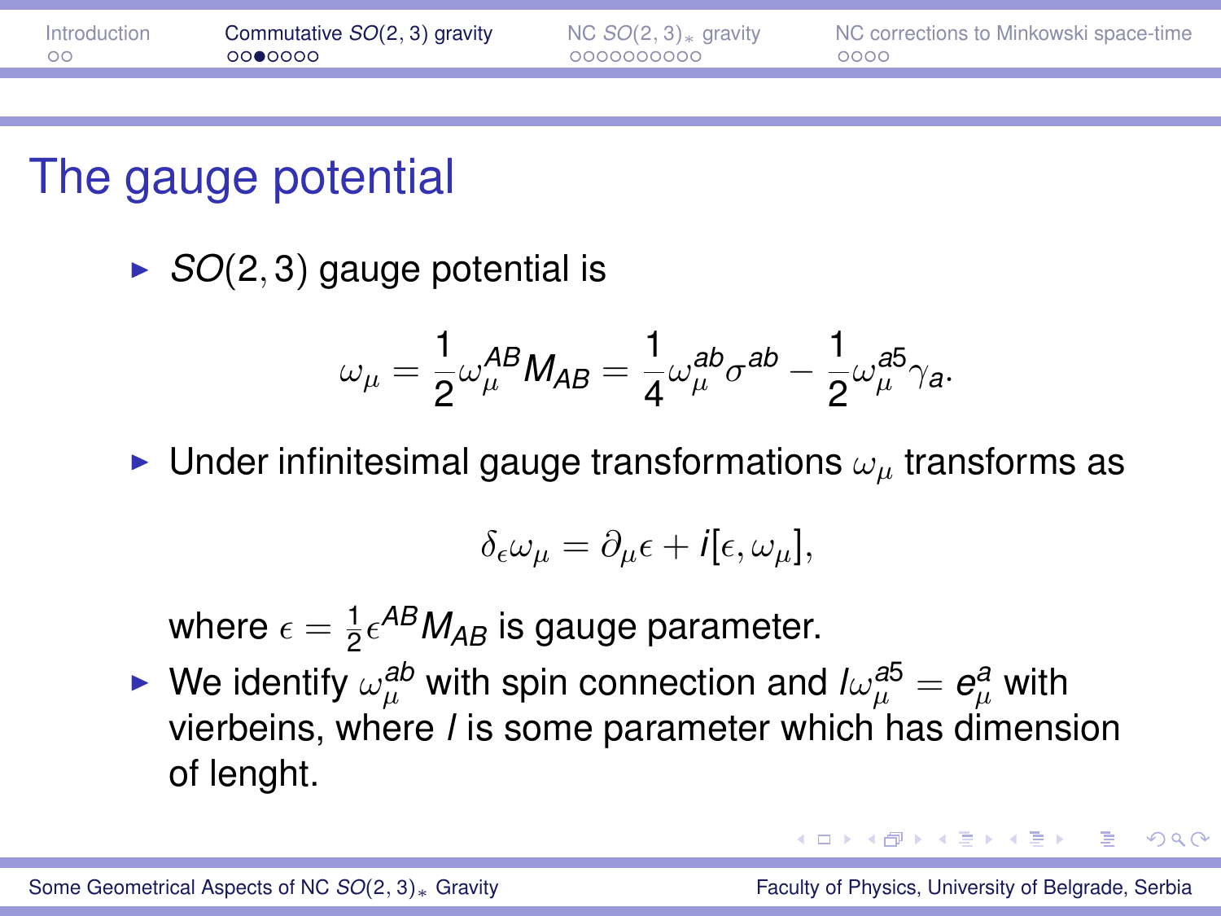# The gauge potential

- $SO(2,3)$ gauge potential is

$$\omega_\mu = \frac{1}{2}\omega_\mu^{AB} M_{AB} = \frac{1}{4}\omega_\mu^{ab}\sigma^{ab} - \frac{1}{2}\omega_\mu^{a5}\gamma_a.$$

- Under infinitesimal gauge transformations $\omega_\mu$ transforms as

$$\delta_\epsilon \omega_\mu = \partial_\mu \epsilon + i[\epsilon, \omega_\mu],$$

where $\epsilon = \frac{1}{2}\epsilon^{AB} M_{AB}$ is gauge parameter.

- We identify $\omega_\mu^{ab}$ with spin connection and $l\omega_\mu^{a5} = e_\mu^a$ with vierbeins, where $l$ is some parameter which has dimension of lenght.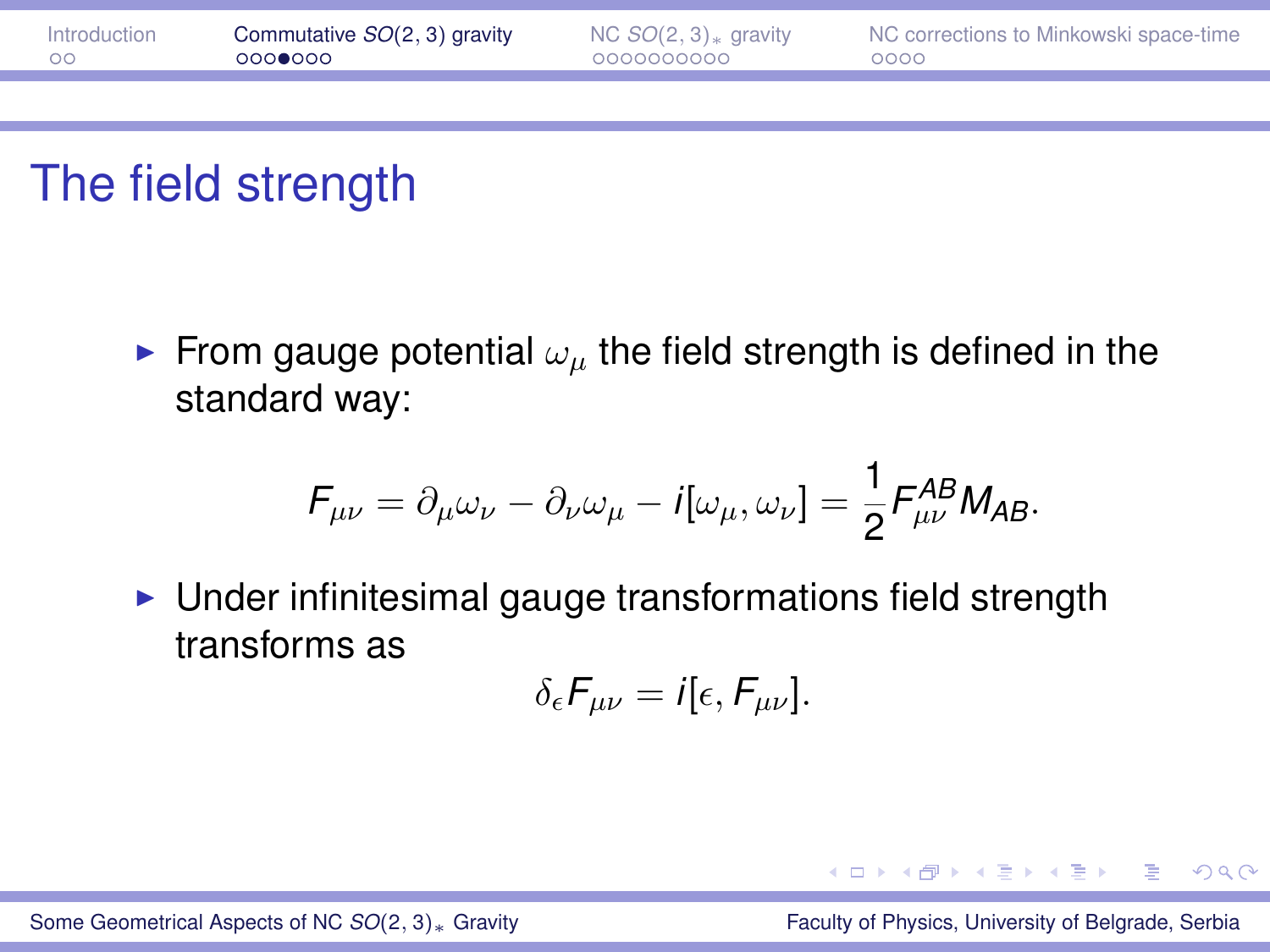# The field strength

- From gauge potential $\omega_\mu$ the field strength is defined in the standard way:

$$F_{\mu\nu} = \partial_\mu \omega_\nu - \partial_\nu \omega_\mu - i[\omega_\mu, \omega_\nu] = \frac{1}{2} F_{\mu\nu}^{AB} M_{AB}.$$

- Under infinitesimal gauge transformations field strength transforms as

$$\delta_\epsilon F_{\mu\nu} = i[\epsilon, F_{\mu\nu}].$$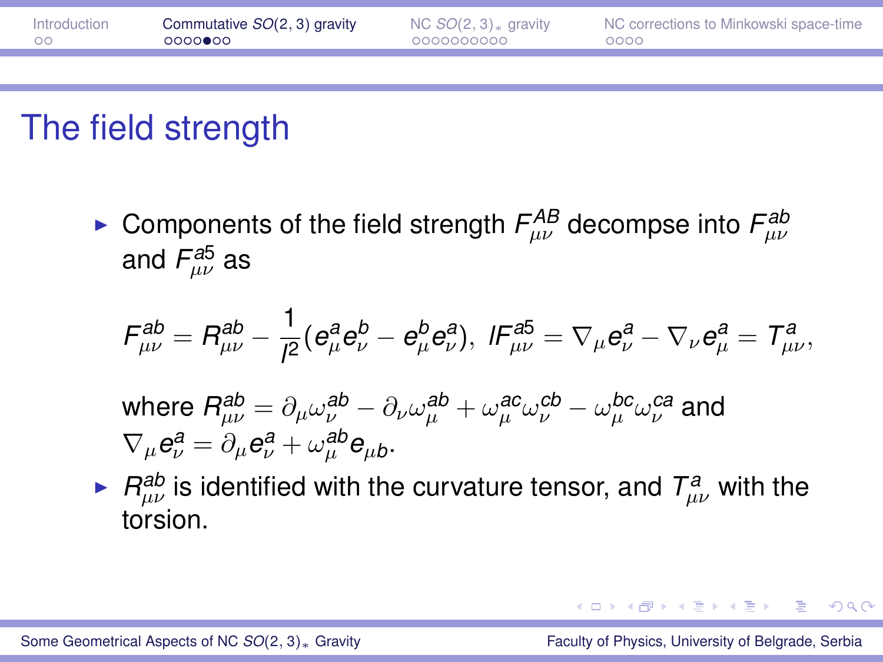# The field strength

- Components of the field strength $F^{AB}_{\mu\nu}$ decompse into $F^{ab}_{\mu\nu}$ and $F^{a5}_{\mu\nu}$ as

$$F^{ab}_{\mu\nu} = R^{ab}_{\mu\nu} - \frac{1}{l^2}(e^a_\mu e^b_\nu - e^b_\mu e^a_\nu), \; lF^{a5}_{\mu\nu} = \nabla_\mu e^a_\nu - \nabla_\nu e^a_\mu = T^a_{\mu\nu},$$

  where $R^{ab}_{\mu\nu} = \partial_\mu \omega^{ab}_\nu - \partial_\nu \omega^{ab}_\mu + \omega^{ac}_\mu \omega^{cb}_\nu - \omega^{bc}_\mu \omega^{ca}_\nu$ and $\nabla_\mu e^a_\nu = \partial_\mu e^a_\nu + \omega^{ab}_\mu e_{\mu b}$.

- $R^{ab}_{\mu\nu}$ is identified with the curvature tensor, and $T^a_{\mu\nu}$ with the torsion.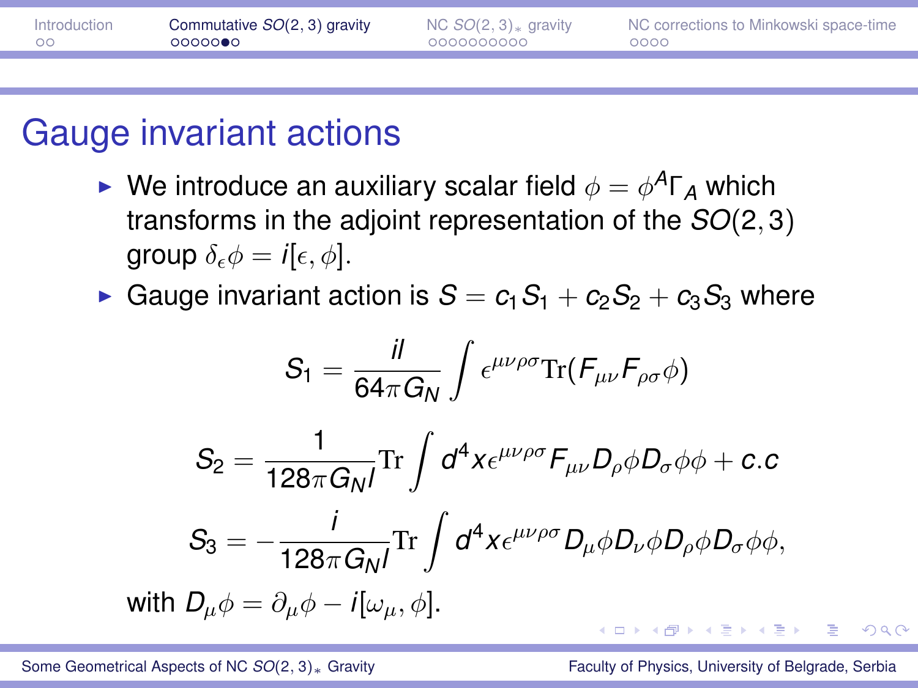# Gauge invariant actions

- We introduce an auxiliary scalar field $\phi = \phi^A \Gamma_A$ which transforms in the adjoint representation of the $SO(2,3)$ group $\delta_\epsilon \phi = i[\epsilon, \phi]$.
- Gauge invariant action is $S = c_1 S_1 + c_2 S_2 + c_3 S_3$ where

$$S_1 = \frac{il}{64\pi G_N} \int \epsilon^{\mu\nu\rho\sigma} \mathrm{Tr}(F_{\mu\nu} F_{\rho\sigma} \phi)$$

$$S_2 = \frac{1}{128\pi G_N l} \mathrm{Tr} \int d^4x \epsilon^{\mu\nu\rho\sigma} F_{\mu\nu} D_\rho \phi D_\sigma \phi \phi + c.c$$

$$S_3 = -\frac{i}{128\pi G_N l} \mathrm{Tr} \int d^4x \epsilon^{\mu\nu\rho\sigma} D_\mu \phi D_\nu \phi D_\rho \phi D_\sigma \phi \phi,$$

with $D_\mu \phi = \partial_\mu \phi - i[\omega_\mu, \phi]$.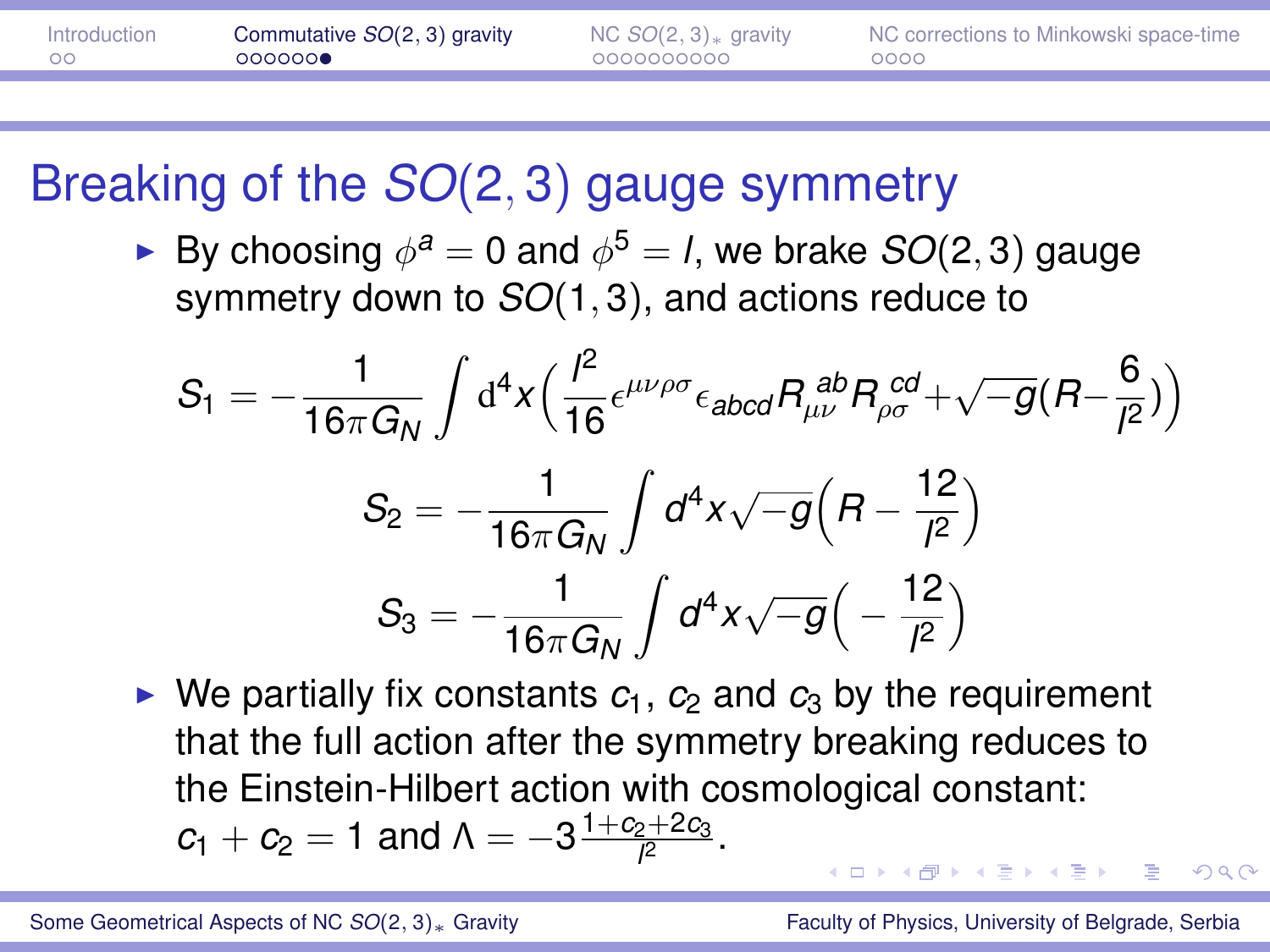# Breaking of the $SO(2,3)$ gauge symmetry

- By choosing $\phi^a = 0$ and $\phi^5 = l$, we brake $SO(2,3)$ gauge symmetry down to $SO(1,3)$, and actions reduce to

$$S_1 = -\frac{1}{16\pi G_N}\int \mathrm{d}^4x\Big(\frac{l^2}{16}\epsilon^{\mu\nu\rho\sigma}\epsilon_{abcd}R_{\mu\nu}^{\ ab}R_{\rho\sigma}^{\ cd}+\sqrt{-g}(R-\frac{6}{l^2})\Big)$$

$$S_2 = -\frac{1}{16\pi G_N}\int d^4x\sqrt{-g}\Big(R-\frac{12}{l^2}\Big)$$

$$S_3 = -\frac{1}{16\pi G_N}\int d^4x\sqrt{-g}\Big(-\frac{12}{l^2}\Big)$$

- We partially fix constants $c_1$, $c_2$ and $c_3$ by the requirement that the full action after the symmetry breaking reduces to the Einstein-Hilbert action with cosmological constant: $c_1 + c_2 = 1$ and $\Lambda = -3\frac{1+c_2+2c_3}{l^2}$.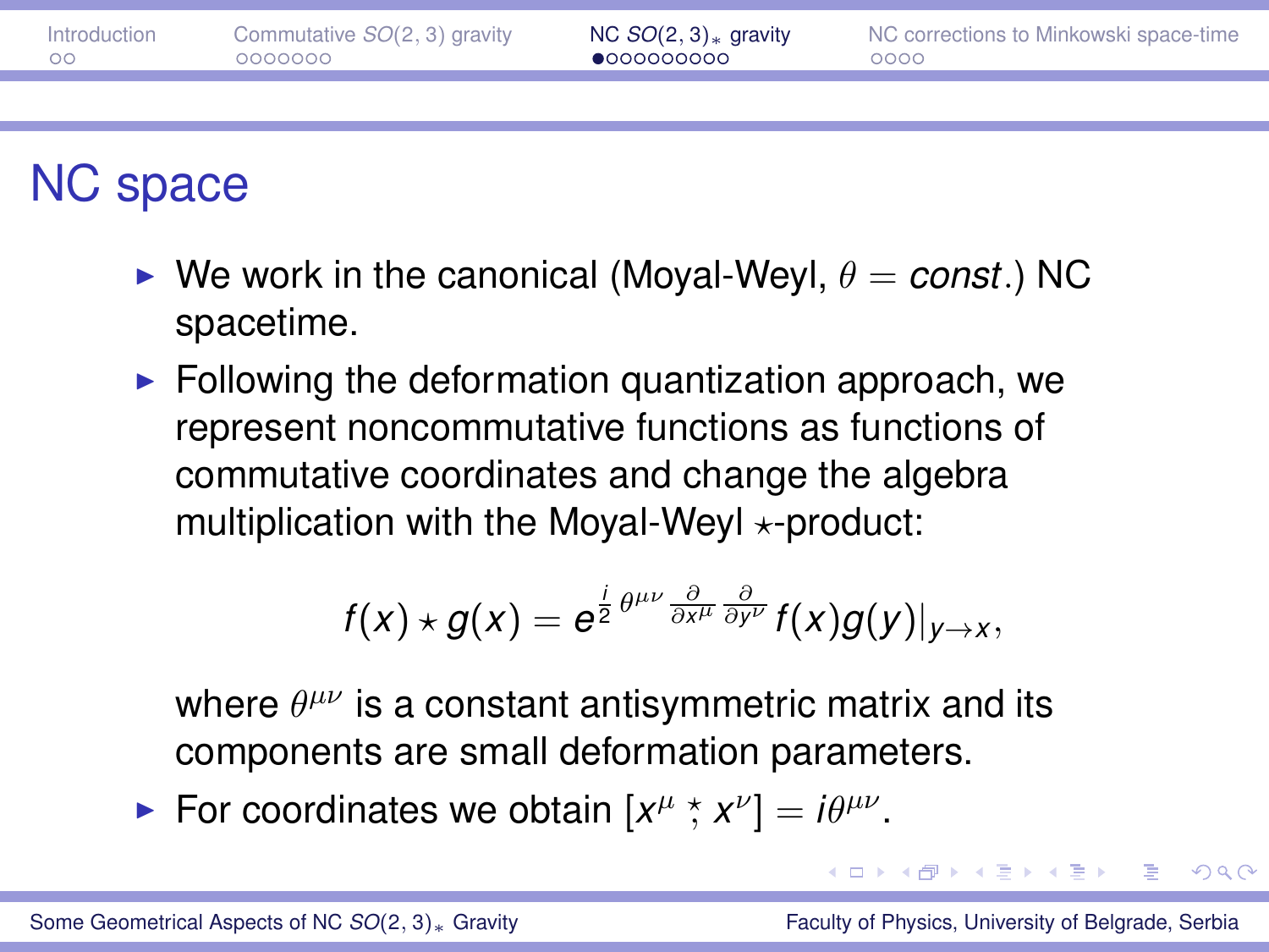# NC space

- We work in the canonical (Moyal-Weyl, $\theta = const.$) NC spacetime.
- Following the deformation quantization approach, we represent noncommutative functions as functions of commutative coordinates and change the algebra multiplication with the Moyal-Weyl $\star$-product:

$$f(x) \star g(x) = e^{\frac{i}{2}\,\theta^{\mu\nu}\,\frac{\partial}{\partial x^\mu}\frac{\partial}{\partial y^\nu}} f(x)g(y)|_{y\to x},$$

  where $\theta^{\mu\nu}$ is a constant antisymmetric matrix and its components are small deformation parameters.

- For coordinates we obtain $[x^\mu \overset{\star}{,} x^\nu] = i\theta^{\mu\nu}$.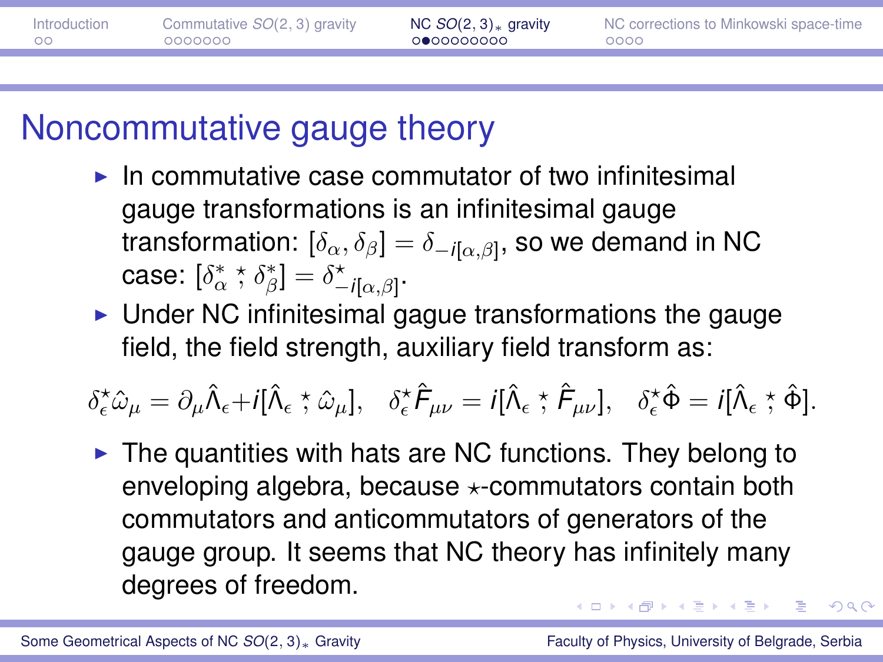# Noncommutative gauge theory

- In commutative case commutator of two infinitesimal gauge transformations is an infinitesimal gauge transformation: $[\delta_\alpha, \delta_\beta] = \delta_{-i[\alpha,\beta]}$, so we demand in NC case: $[\delta^*_\alpha \stackrel{\star}{,} \delta^*_\beta] = \delta^\star_{-i[\alpha,\beta]}$.
- Under NC infinitesimal gague transformations the gauge field, the field strength, auxiliary field transform as:

$$\delta^\star_\epsilon \hat{\omega}_\mu = \partial_\mu \hat{\Lambda}_\epsilon + i[\hat{\Lambda}_\epsilon \stackrel{\star}{,} \hat{\omega}_\mu], \quad \delta^\star_\epsilon \hat{F}_{\mu\nu} = i[\hat{\Lambda}_\epsilon \stackrel{\star}{,} \hat{F}_{\mu\nu}], \quad \delta^\star_\epsilon \hat{\Phi} = i[\hat{\Lambda}_\epsilon \stackrel{\star}{,} \hat{\Phi}].$$

- The quantities with hats are NC functions. They belong to enveloping algebra, because $\star$-commutators contain both commutators and anticommutators of generators of the gauge group. It seems that NC theory has infinitely many degrees of freedom.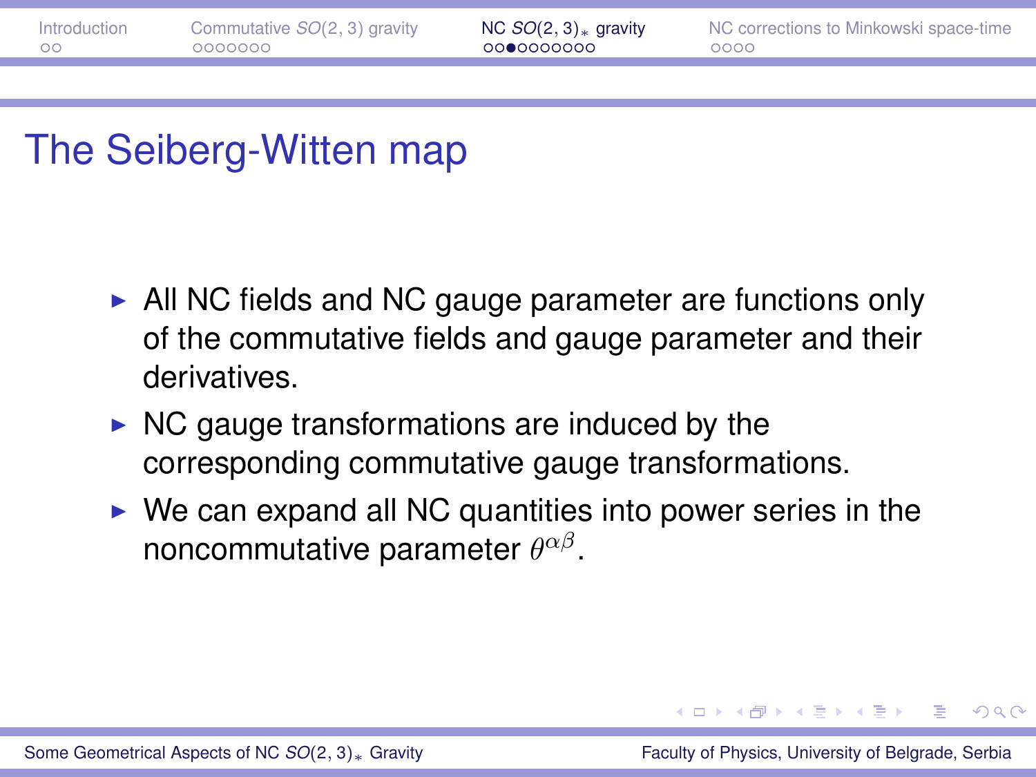# The Seiberg-Witten map

- All NC fields and NC gauge parameter are functions only of the commutative fields and gauge parameter and their derivatives.
- NC gauge transformations are induced by the corresponding commutative gauge transformations.
- We can expand all NC quantities into power series in the noncommutative parameter $\theta^{\alpha\beta}$.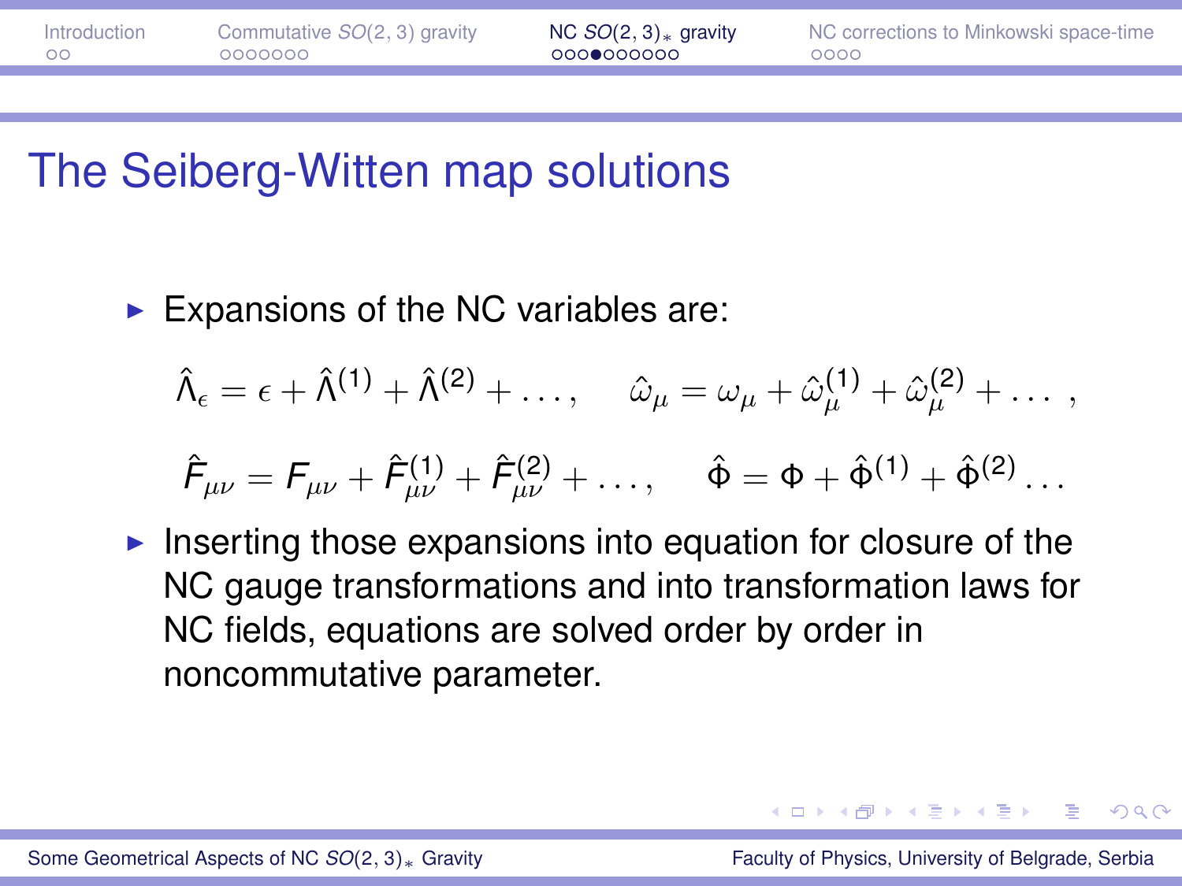# The Seiberg-Witten map solutions

- Expansions of the NC variables are:

$$\hat{\Lambda}_\epsilon = \epsilon + \hat{\Lambda}^{(1)} + \hat{\Lambda}^{(2)} + \dots, \quad \hat{\omega}_\mu = \omega_\mu + \hat{\omega}_\mu^{(1)} + \hat{\omega}_\mu^{(2)} + \dots\ ,$$

$$\hat{F}_{\mu\nu} = F_{\mu\nu} + \hat{F}_{\mu\nu}^{(1)} + \hat{F}_{\mu\nu}^{(2)} + \dots, \quad \hat{\Phi} = \Phi + \hat{\Phi}^{(1)} + \hat{\Phi}^{(2)} \dots$$

- Inserting those expansions into equation for closure of the NC gauge transformations and into transformation laws for NC fields, equations are solved order by order in noncommutative parameter.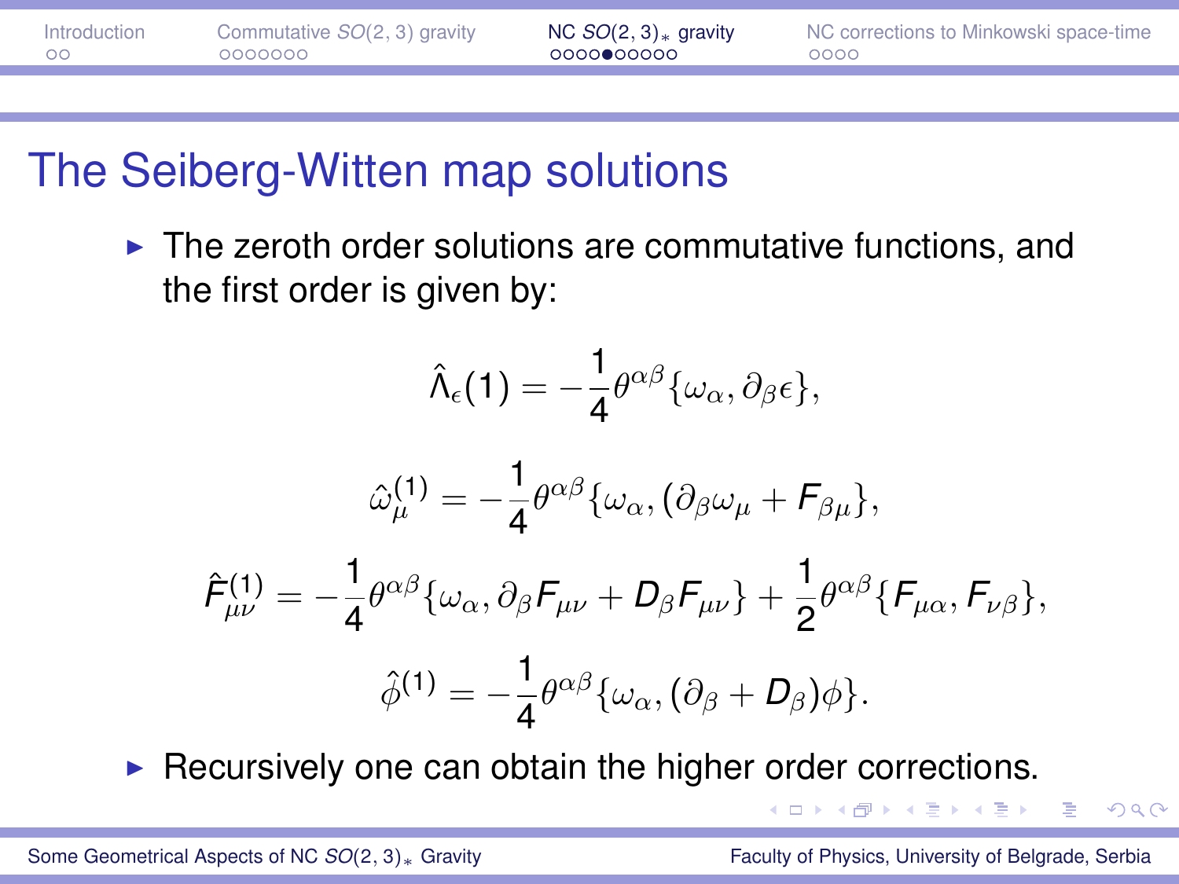# The Seiberg-Witten map solutions

- The zeroth order solutions are commutative functions, and the first order is given by:

$$\hat{\Lambda}_\epsilon(1) = -\frac{1}{4}\theta^{\alpha\beta}\{\omega_\alpha, \partial_\beta \epsilon\},$$

$$\hat{\omega}_\mu^{(1)} = -\frac{1}{4}\theta^{\alpha\beta}\{\omega_\alpha, (\partial_\beta \omega_\mu + F_{\beta\mu}\},$$

$$\hat{F}_{\mu\nu}^{(1)} = -\frac{1}{4}\theta^{\alpha\beta}\{\omega_\alpha, \partial_\beta F_{\mu\nu} + D_\beta F_{\mu\nu}\} + \frac{1}{2}\theta^{\alpha\beta}\{F_{\mu\alpha}, F_{\nu\beta}\},$$

$$\hat{\phi}^{(1)} = -\frac{1}{4}\theta^{\alpha\beta}\{\omega_\alpha, (\partial_\beta + D_\beta)\phi\}.$$

- Recursively one can obtain the higher order corrections.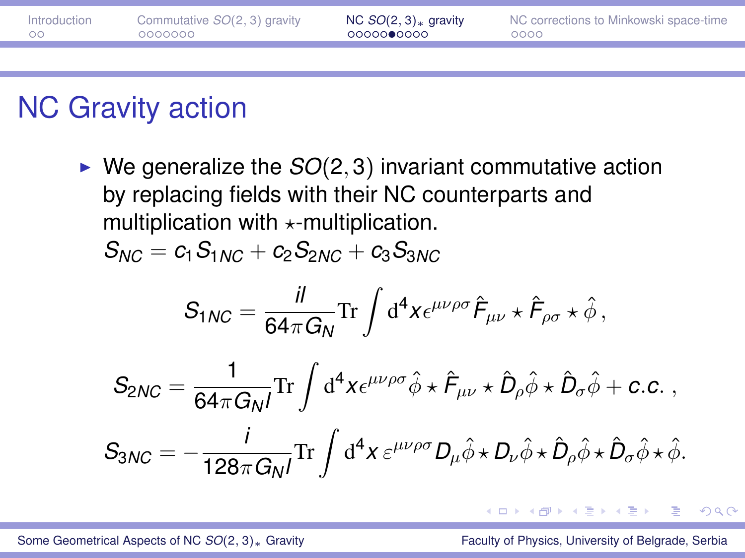# NC Gravity action

- We generalize the $SO(2,3)$ invariant commutative action by replacing fields with their NC counterparts and multiplication with $\star$-multiplication.

$S_{NC} = c_1 S_{1NC} + c_2 S_{2NC} + c_3 S_{3NC}$

$$S_{1NC} = \frac{il}{64\pi G_N} \mathrm{Tr} \int \mathrm{d}^4x \epsilon^{\mu\nu\rho\sigma} \hat{F}_{\mu\nu} \star \hat{F}_{\rho\sigma} \star \hat{\phi} \, ,$$

$$S_{2NC} = \frac{1}{64\pi G_N l} \mathrm{Tr} \int \mathrm{d}^4x \epsilon^{\mu\nu\rho\sigma} \hat{\phi} \star \hat{F}_{\mu\nu} \star \hat{D}_\rho \hat{\phi} \star \hat{D}_\sigma \hat{\phi} + c.c. \; ,$$

$$S_{3NC} = -\frac{i}{128\pi G_N l} \mathrm{Tr} \int \mathrm{d}^4x \, \varepsilon^{\mu\nu\rho\sigma} D_\mu \hat{\phi} \star D_\nu \hat{\phi} \star \hat{D}_\rho \hat{\phi} \star \hat{D}_\sigma \hat{\phi} \star \hat{\phi} .$$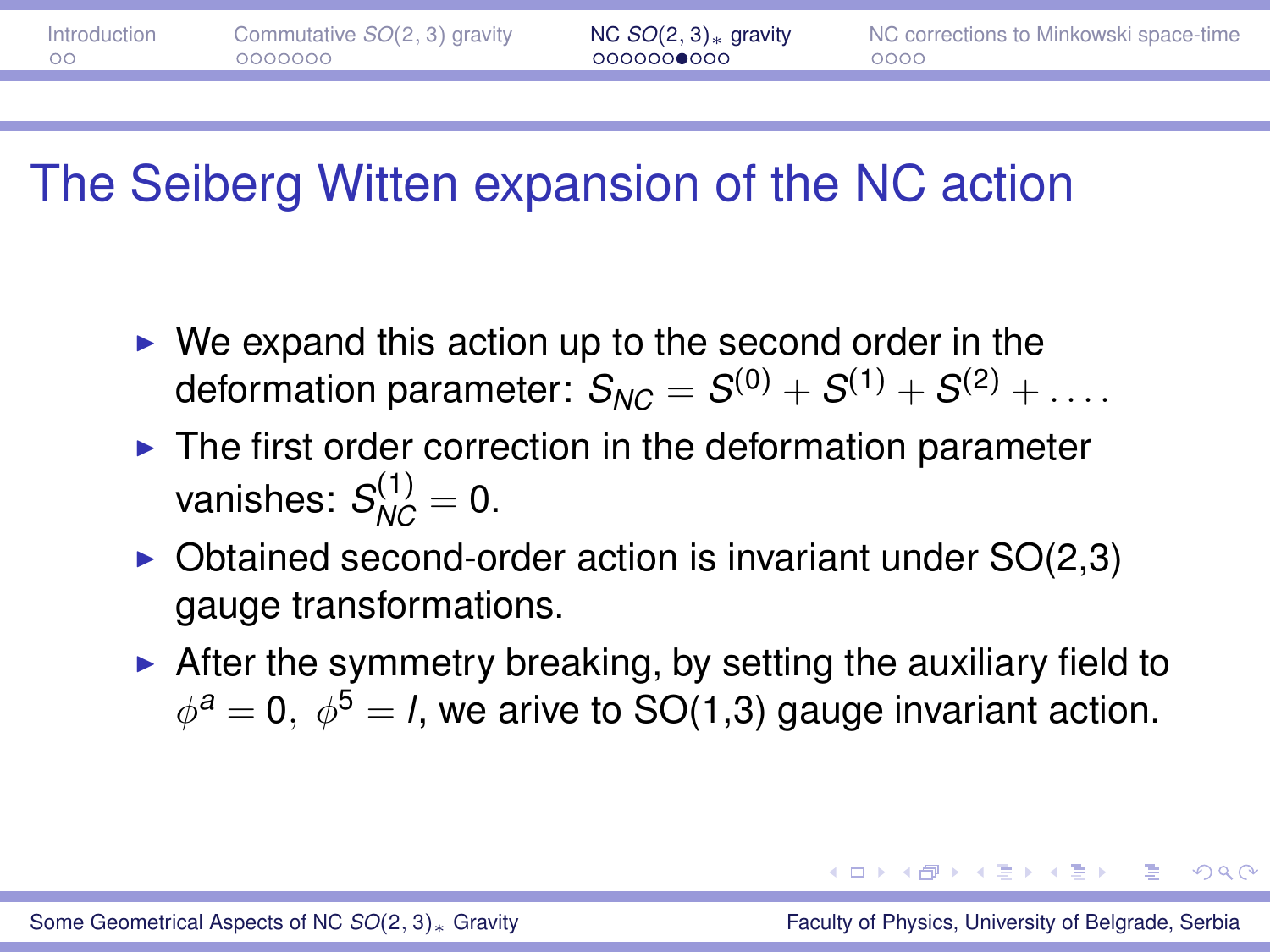# The Seiberg Witten expansion of the NC action

- We expand this action up to the second order in the deformation parameter: $S_{NC} = S^{(0)} + S^{(1)} + S^{(2)} + \dots$.
- The first order correction in the deformation parameter vanishes: $S_{NC}^{(1)} = 0$.
- Obtained second-order action is invariant under SO(2,3) gauge transformations.
- After the symmetry breaking, by setting the auxiliary field to $\phi^a = 0,\ \phi^5 = l$, we arive to SO(1,3) gauge invariant action.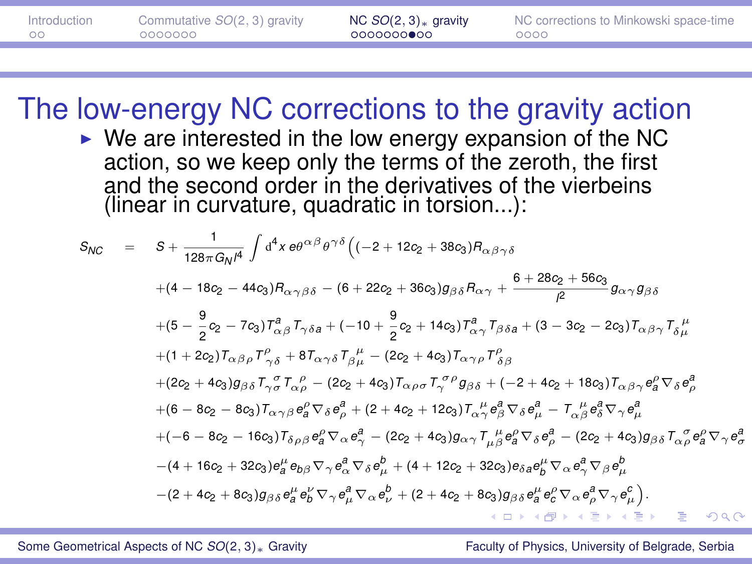# The low-energy NC corrections to the gravity action

- We are interested in the low energy expansion of the NC action, so we keep only the terms of the zeroth, the first and the second order in the derivatives of the vierbeins (linear in curvature, quadratic in torsion...):

$$
\begin{aligned}
S_{NC} \;=\; & S + \frac{1}{128\pi G_N l^4}\int \mathrm{d}^4x\, e\theta^{\alpha\beta}\theta^{\gamma\delta}\Big((-2+12c_2+38c_3)R_{\alpha\beta\gamma\delta} \\
& +(4-18c_2-44c_3)R_{\alpha\gamma\beta\delta} - (6+22c_2+36c_3)g_{\beta\delta}R_{\alpha\gamma} + \frac{6+28c_2+56c_3}{l^2}g_{\alpha\gamma}g_{\beta\delta} \\
& +(5-\frac{9}{2}c_2-7c_3)T^a_{\ \alpha\beta}T_{\gamma\delta a} + (-10+\frac{9}{2}c_2+14c_3)T^a_{\ \alpha\gamma}T_{\beta\delta a} + (3-3c_2-2c_3)T_{\alpha\beta\gamma}T_{\delta\mu}^{\ \ \mu} \\
& +(1+2c_2)T_{\alpha\beta\rho}T^\rho_{\ \gamma\delta} + 8T_{\alpha\gamma\delta}T_{\beta\mu}^{\ \ \mu} - (2c_2+4c_3)T_{\alpha\gamma\rho}T^\rho_{\ \delta\beta} \\
& +(2c_2+4c_3)g_{\beta\delta}T_{\gamma\sigma}^{\ \ \sigma}T_{\alpha\rho}^{\ \ \rho} - (2c_2+4c_3)T_{\alpha\rho\sigma}T_\gamma^{\ \sigma\rho}g_{\beta\delta} + (-2+4c_2+18c_3)T_{\alpha\beta\gamma}e^\rho_a\nabla_\delta e^a_\rho \\
& +(6-8c_2-8c_3)T_{\alpha\gamma\beta}e^\rho_a\nabla_\delta e^a_\rho + (2+4c_2+12c_3)T_{\alpha\gamma}^{\ \ \mu}e^a_\beta\nabla_\delta e^a_\mu - T_{\alpha\beta}^{\ \ \mu}e^a_\delta\nabla_\gamma e^a_\mu \\
& +(-6-8c_2-16c_3)T_{\delta\rho\beta}e^\rho_a\nabla_\alpha e^a_\gamma - (2c_2+4c_3)g_{\alpha\gamma}T_{\mu\beta}^{\ \ \mu}e^\rho_a\nabla_\delta e^a_\rho - (2c_2+4c_3)g_{\beta\delta}T_{\alpha\rho}^{\ \ \sigma}e^\rho_a\nabla_\gamma e^a_\sigma \\
& -(4+16c_2+32c_3)e^\mu_a e_{b\beta}\nabla_\gamma e^a_\alpha\nabla_\delta e^b_\mu + (4+12c_2+32c_3)e_{\delta a}e^\mu_b\nabla_\alpha e^a_\gamma\nabla_\beta e^b_\mu \\
& -(2+4c_2+8c_3)g_{\beta\delta}e^\mu_a e^\nu_b\nabla_\gamma e^a_\mu\nabla_\alpha e^b_\nu + (2+4c_2+8c_3)g_{\beta\delta}e^\mu_a e^\rho_c\nabla_\alpha e^a_\rho\nabla_\gamma e^c_\mu\Big).
\end{aligned}
$$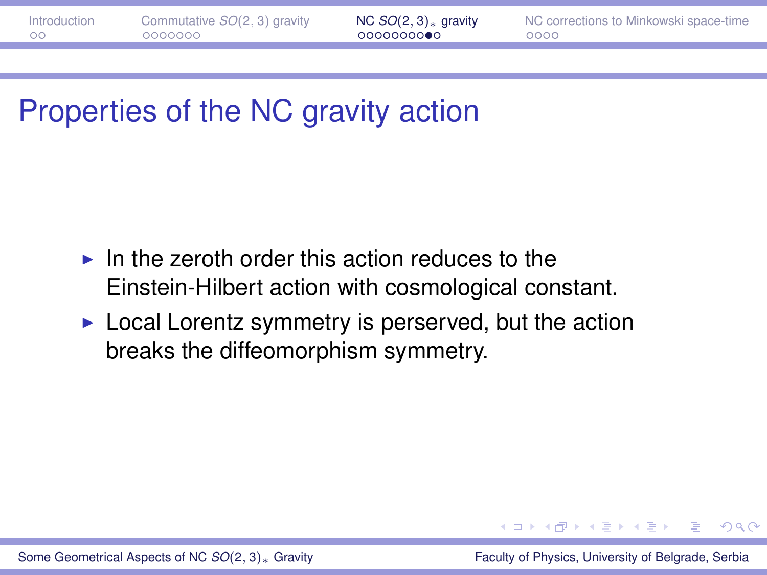# Properties of the NC gravity action

- In the zeroth order this action reduces to the Einstein-Hilbert action with cosmological constant.
- Local Lorentz symmetry is perserved, but the action breaks the diffeomorphism symmetry.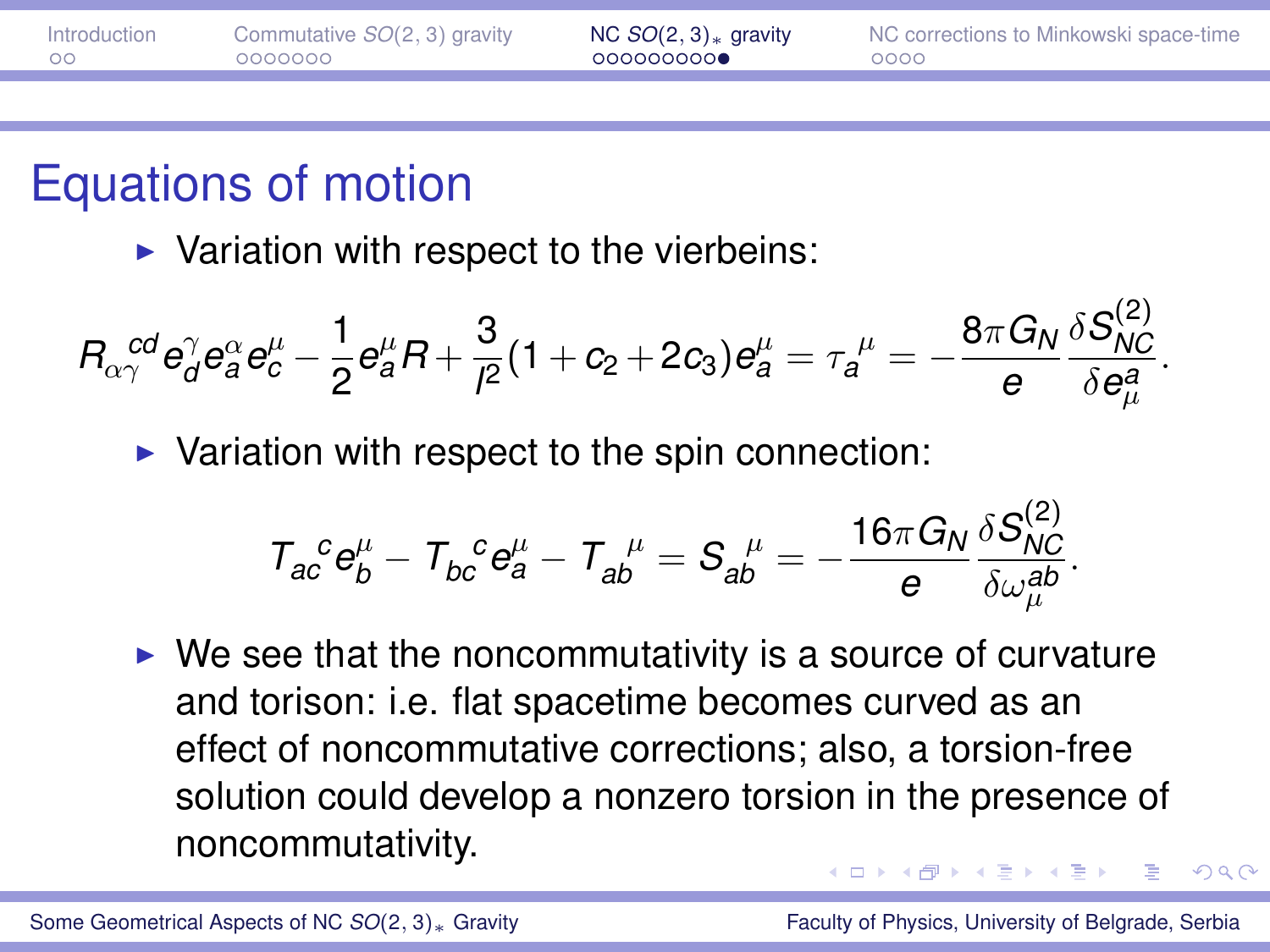# Equations of motion

- Variation with respect to the vierbeins:

$$R_{\alpha\gamma}{}^{cd} e_d^\gamma e_a^\alpha e_c^\mu - \frac{1}{2} e_a^\mu R + \frac{3}{l^2}(1 + c_2 + 2c_3) e_a^\mu = \tau_a{}^\mu = -\frac{8\pi G_N}{e} \frac{\delta S_{NC}^{(2)}}{\delta e_\mu^a}.$$

- Variation with respect to the spin connection:

$$T_{ac}{}^c e_b^\mu - T_{bc}{}^c e_a^\mu - T_{ab}{}^\mu = S_{ab}{}^\mu = -\frac{16\pi G_N}{e} \frac{\delta S_{NC}^{(2)}}{\delta \omega_\mu^{ab}}.$$

- We see that the noncommutativity is a source of curvature and torison: i.e. flat spacetime becomes curved as an effect of noncommutative corrections; also, a torsion-free solution could develop a nonzero torsion in the presence of noncommutativity.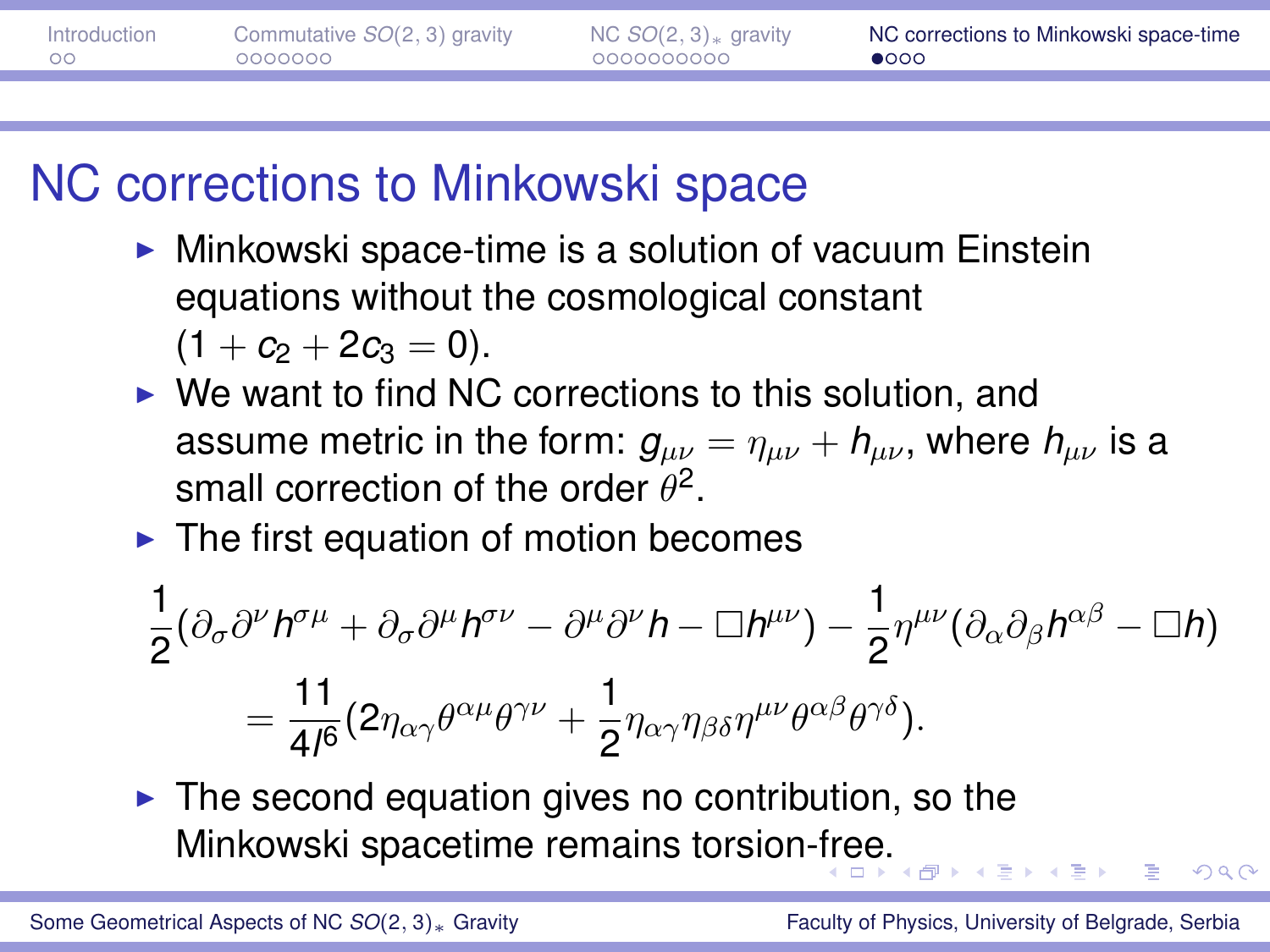# NC corrections to Minkowski space

- Minkowski space-time is a solution of vacuum Einstein equations without the cosmological constant $(1 + c_2 + 2c_3 = 0)$.
- We want to find NC corrections to this solution, and assume metric in the form: $g_{\mu\nu} = \eta_{\mu\nu} + h_{\mu\nu}$, where $h_{\mu\nu}$ is a small correction of the order $\theta^2$.
- The first equation of motion becomes

$$
\frac{1}{2}(\partial_\sigma \partial^\nu h^{\sigma\mu} + \partial_\sigma \partial^\mu h^{\sigma\nu} - \partial^\mu \partial^\nu h - \Box h^{\mu\nu}) - \frac{1}{2}\eta^{\mu\nu}(\partial_\alpha \partial_\beta h^{\alpha\beta} - \Box h)
$$

$$
= \frac{11}{4l^6}(2\eta_{\alpha\gamma}\theta^{\alpha\mu}\theta^{\gamma\nu} + \frac{1}{2}\eta_{\alpha\gamma}\eta_{\beta\delta}\eta^{\mu\nu}\theta^{\alpha\beta}\theta^{\gamma\delta}).
$$

- The second equation gives no contribution, so the Minkowski spacetime remains torsion-free.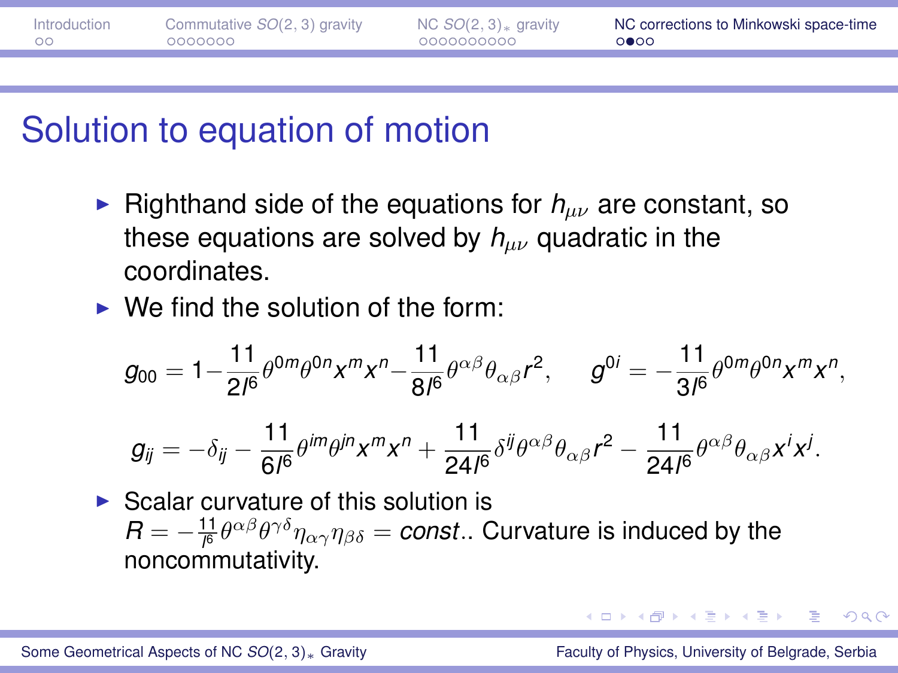# Solution to equation of motion

- Righthand side of the equations for $h_{\mu\nu}$ are constant, so these equations are solved by $h_{\mu\nu}$ quadratic in the coordinates.
- We find the solution of the form:

$$g_{00} = 1 - \frac{11}{2l^6}\theta^{0m}\theta^{0n}x^m x^n - \frac{11}{8l^6}\theta^{\alpha\beta}\theta_{\alpha\beta}r^2, \qquad g^{0i} = -\frac{11}{3l^6}\theta^{0m}\theta^{0n}x^m x^n,$$

$$g_{ij} = -\delta_{ij} - \frac{11}{6l^6}\theta^{im}\theta^{jn}x^m x^n + \frac{11}{24l^6}\delta^{ij}\theta^{\alpha\beta}\theta_{\alpha\beta}r^2 - \frac{11}{24l^6}\theta^{\alpha\beta}\theta_{\alpha\beta}x^i x^j.$$

- Scalar curvature of this solution is $R = -\frac{11}{l^6}\theta^{\alpha\beta}\theta^{\gamma\delta}\eta_{\alpha\gamma}\eta_{\beta\delta} = const.$. Curvature is induced by the noncommutativity.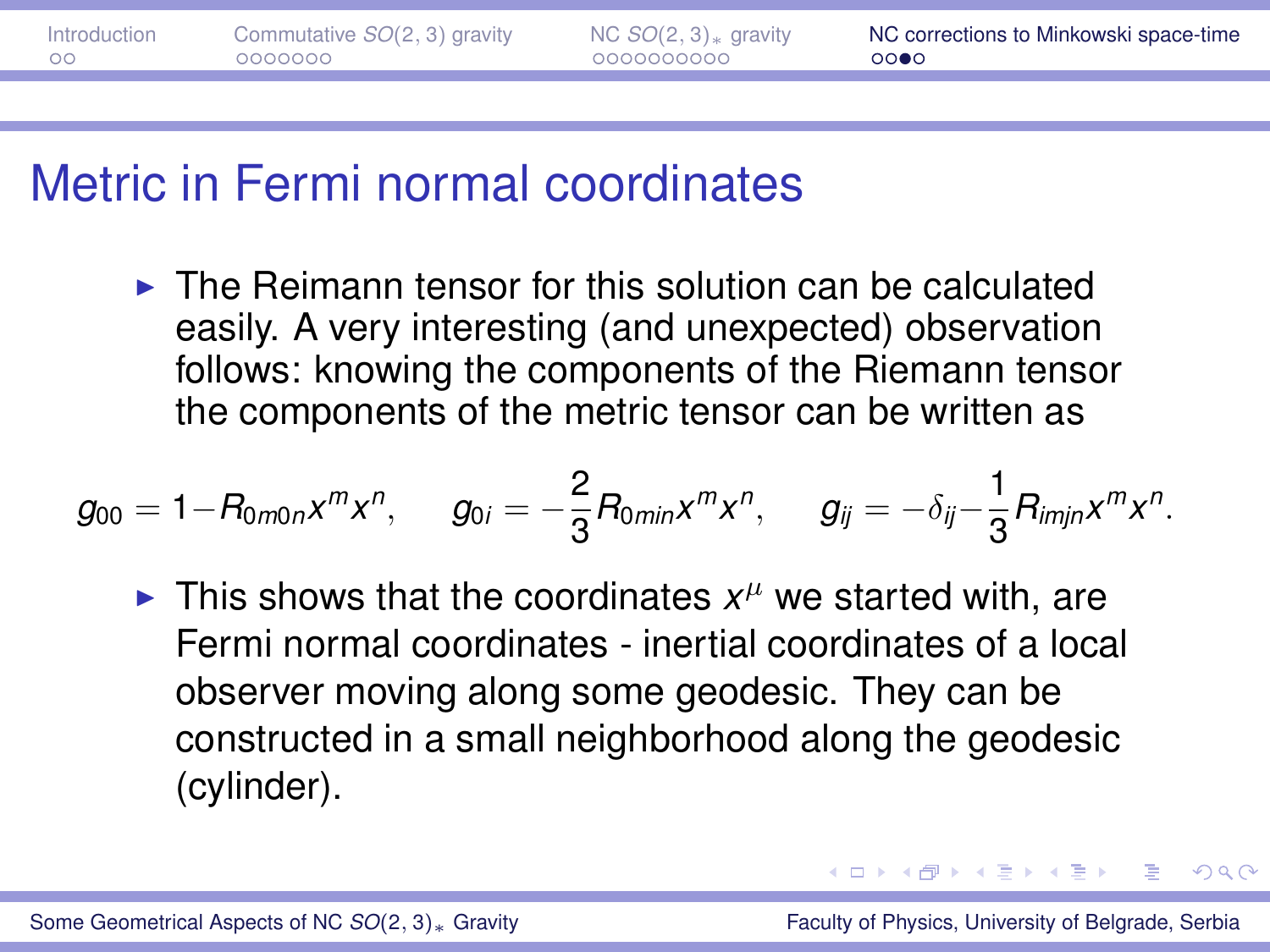# Metric in Fermi normal coordinates

- The Reimann tensor for this solution can be calculated easily. A very interesting (and unexpected) observation follows: knowing the components of the Riemann tensor the components of the metric tensor can be written as

$$g_{00} = 1 - R_{0m0n}x^m x^n, \quad g_{0i} = -\frac{2}{3}R_{0min}x^m x^n, \quad g_{ij} = -\delta_{ij} - \frac{1}{3}R_{imjn}x^m x^n.$$

- This shows that the coordinates $x^\mu$ we started with, are Fermi normal coordinates - inertial coordinates of a local observer moving along some geodesic. They can be constructed in a small neighborhood along the geodesic (cylinder).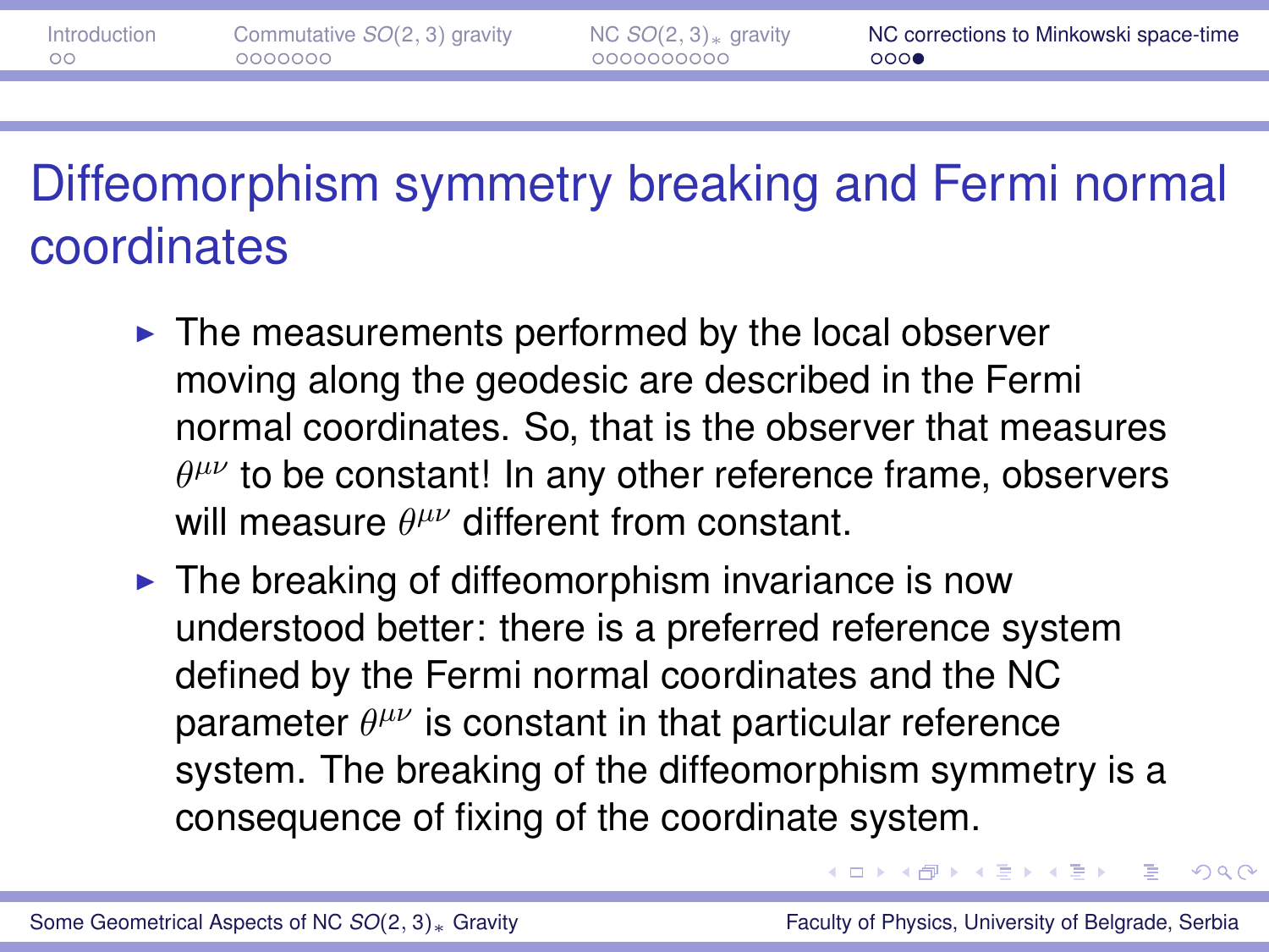# Diffeomorphism symmetry breaking and Fermi normal coordinates

- The measurements performed by the local observer moving along the geodesic are described in the Fermi normal coordinates. So, that is the observer that measures $\theta^{\mu\nu}$ to be constant! In any other reference frame, observers will measure $\theta^{\mu\nu}$ different from constant.
- The breaking of diffeomorphism invariance is now understood better: there is a preferred reference system defined by the Fermi normal coordinates and the NC parameter $\theta^{\mu\nu}$ is constant in that particular reference system. The breaking of the diffeomorphism symmetry is a consequence of fixing of the coordinate system.